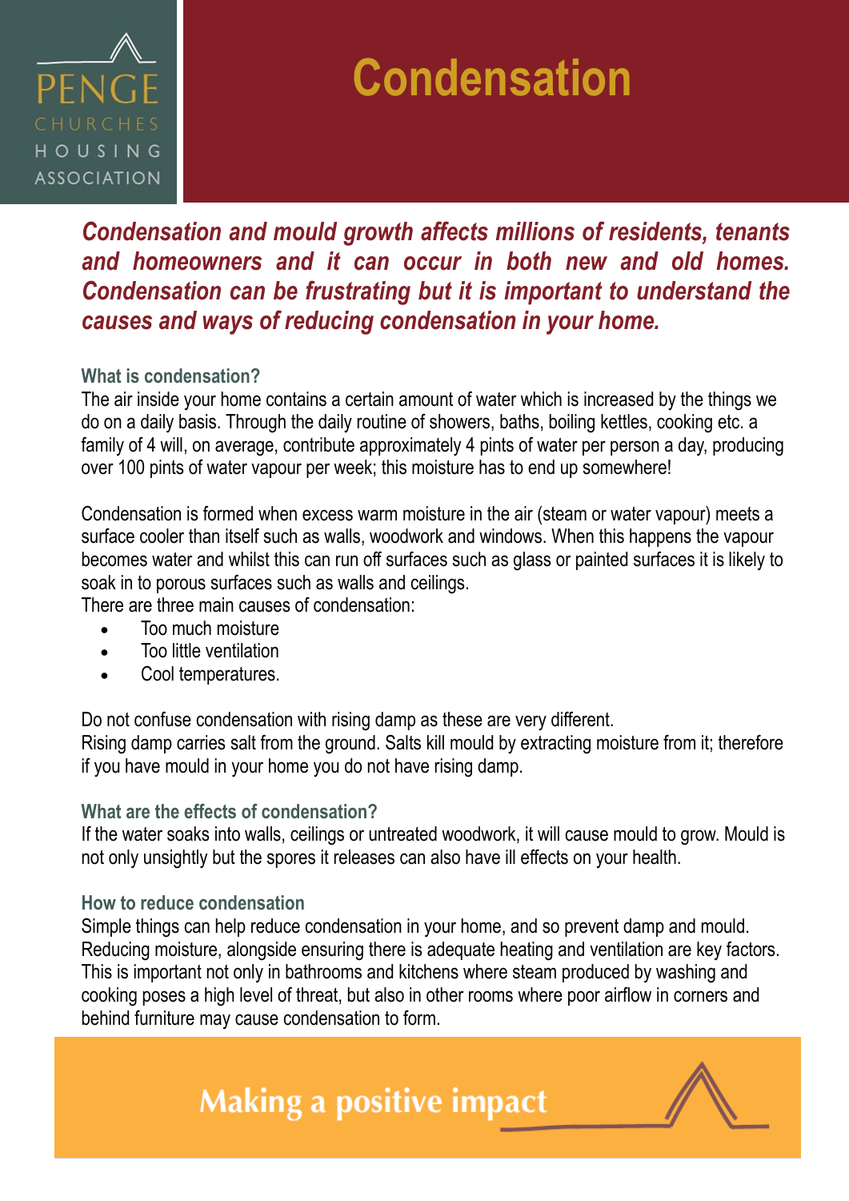PENGE CHURCHES HOUSING ASSOCIATION

# Condensation

***Condensation and mould growth affects millions of residents, tenants and homeowners and it can occur in both new and old homes. Condensation can be frustrating but it is important to understand the causes and ways of reducing condensation in your home.***

### What is condensation?

The air inside your home contains a certain amount of water which is increased by the things we do on a daily basis. Through the daily routine of showers, baths, boiling kettles, cooking etc. a family of 4 will, on average, contribute approximately 4 pints of water per person a day, producing over 100 pints of water vapour per week; this moisture has to end up somewhere!

Condensation is formed when excess warm moisture in the air (steam or water vapour) meets a surface cooler than itself such as walls, woodwork and windows. When this happens the vapour becomes water and whilst this can run off surfaces such as glass or painted surfaces it is likely to soak in to porous surfaces such as walls and ceilings.

There are three main causes of condensation:

- Too much moisture
- Too little ventilation
- Cool temperatures.

Do not confuse condensation with rising damp as these are very different.
Rising damp carries salt from the ground. Salts kill mould by extracting moisture from it; therefore if you have mould in your home you do not have rising damp.

### What are the effects of condensation?

If the water soaks into walls, ceilings or untreated woodwork, it will cause mould to grow. Mould is not only unsightly but the spores it releases can also have ill effects on your health.

### How to reduce condensation

Simple things can help reduce condensation in your home, and so prevent damp and mould. Reducing moisture, alongside ensuring there is adequate heating and ventilation are key factors. This is important not only in bathrooms and kitchens where steam produced by washing and cooking poses a high level of threat, but also in other rooms where poor airflow in corners and behind furniture may cause condensation to form.

Making a positive impact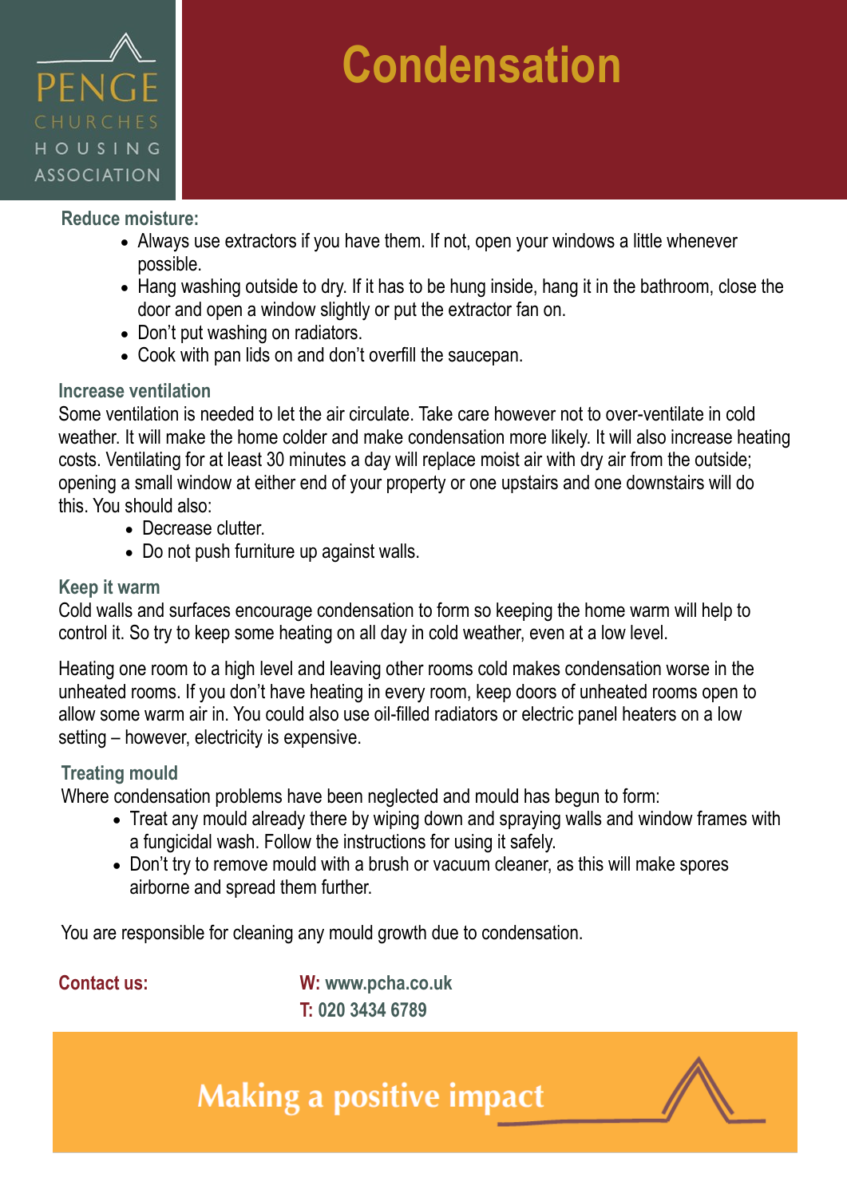PENGE CHURCHES HOUSING ASSOCIATION

# Condensation

### Reduce moisture:

- Always use extractors if you have them. If not, open your windows a little whenever possible.
- Hang washing outside to dry. If it has to be hung inside, hang it in the bathroom, close the door and open a window slightly or put the extractor fan on.
- Don't put washing on radiators.
- Cook with pan lids on and don't overfill the saucepan.

### Increase ventilation

Some ventilation is needed to let the air circulate. Take care however not to over-ventilate in cold weather. It will make the home colder and make condensation more likely. It will also increase heating costs. Ventilating for at least 30 minutes a day will replace moist air with dry air from the outside; opening a small window at either end of your property or one upstairs and one downstairs will do this. You should also:

- Decrease clutter.
- Do not push furniture up against walls.

### Keep it warm

Cold walls and surfaces encourage condensation to form so keeping the home warm will help to control it. So try to keep some heating on all day in cold weather, even at a low level.

Heating one room to a high level and leaving other rooms cold makes condensation worse in the unheated rooms. If you don't have heating in every room, keep doors of unheated rooms open to allow some warm air in. You could also use oil-filled radiators or electric panel heaters on a low setting – however, electricity is expensive.

### Treating mould

Where condensation problems have been neglected and mould has begun to form:

- Treat any mould already there by wiping down and spraying walls and window frames with a fungicidal wash. Follow the instructions for using it safely.
- Don't try to remove mould with a brush or vacuum cleaner, as this will make spores airborne and spread them further.

You are responsible for cleaning any mould growth due to condensation.

**Contact us:**

**W:** www.pcha.co.uk
**T:** 020 3434 6789

Making a positive impact